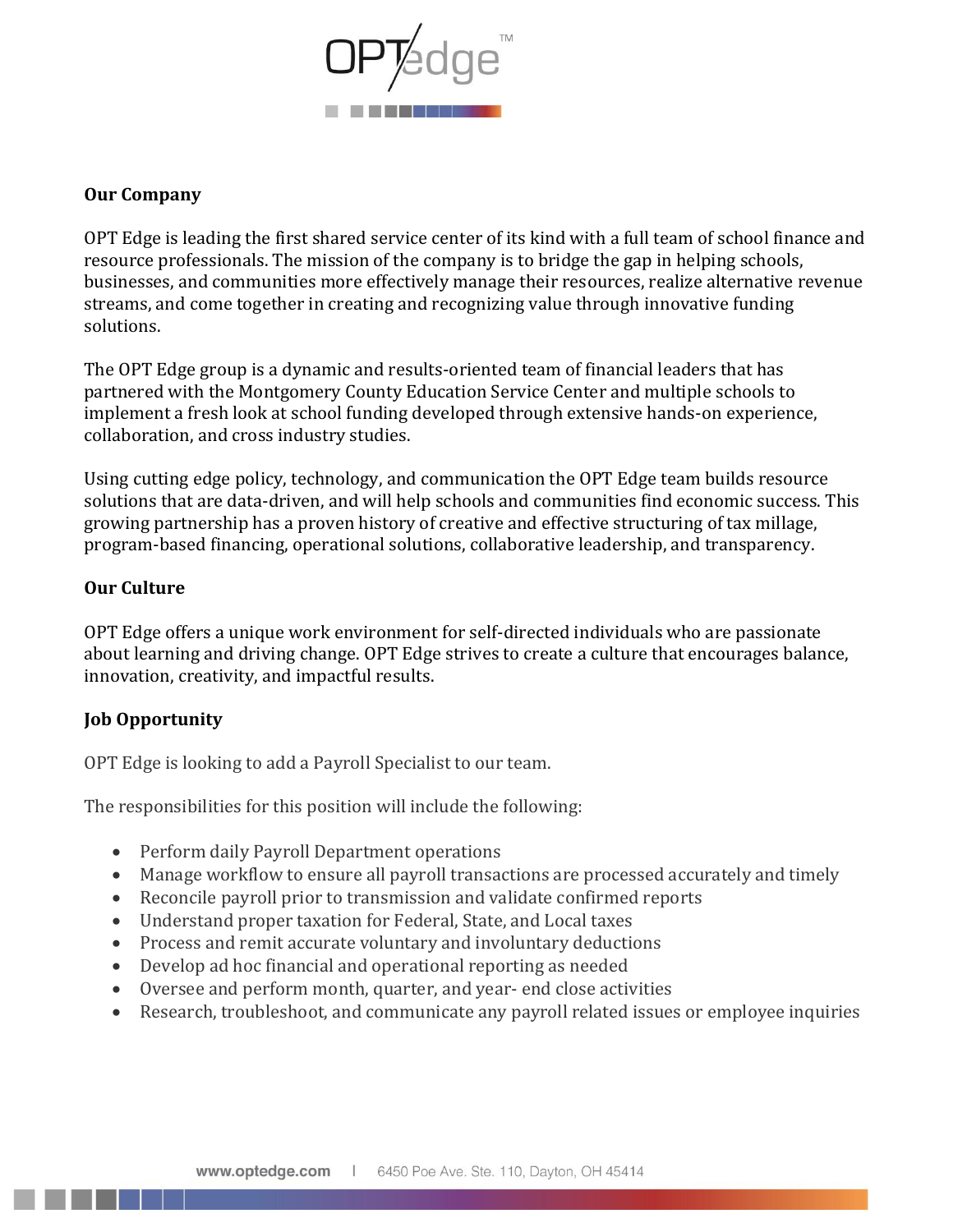**Our Company**

OPT Edge is leading the first shared service center of its kind with a full team of school finance and resource professionals. The mission of the company is to bridge the gap in helping schools, businesses, and communities more effectively manage their resources, realize alternative revenue streams, and come together in creating and recognizing value through innovative funding solutions.

The OPT Edge group is a dynamic and results-oriented team of financial leaders that has partnered with the Montgomery County Education Service Center and multiple schools to implement a fresh look at school funding developed through extensive hands-on experience, collaboration, and cross industry studies.

Using cutting edge policy, technology, and communication the OPT Edge team builds resource solutions that are data-driven, and will help schools and communities find economic success. This growing partnership has a proven history of creative and effective structuring of tax millage, program-based financing, operational solutions, collaborative leadership, and transparency.

**Our Culture**

OPT Edge offers a unique work environment for self-directed individuals who are passionate about learning and driving change. OPT Edge strives to create a culture that encourages balance, innovation, creativity, and impactful results.

**Job Opportunity**

OPT Edge is looking to add a Payroll Specialist to our team.

The responsibilities for this position will include the following:

- Perform daily Payroll Department operations
- Manage workflow to ensure all payroll transactions are processed accurately and timely
- Reconcile payroll prior to transmission and validate confirmed reports
- Understand proper taxation for Federal, State, and Local taxes
- Process and remit accurate voluntary and involuntary deductions
- Develop ad hoc financial and operational reporting as needed
- Oversee and perform month, quarter, and year- end close activities
- Research, troubleshoot, and communicate any payroll related issues or employee inquiries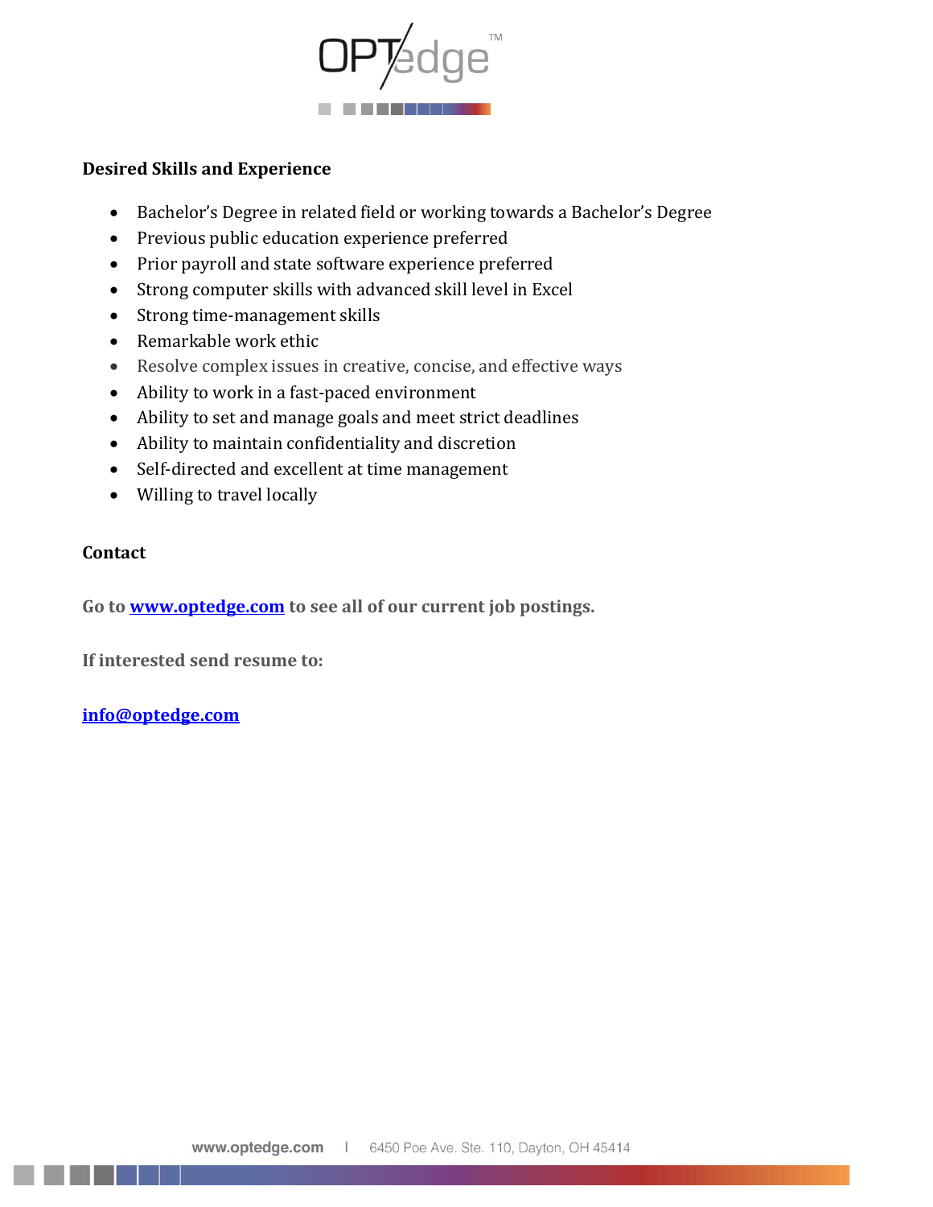**Desired Skills and Experience**

- Bachelor's Degree in related field or working towards a Bachelor's Degree
- Previous public education experience preferred
- Prior payroll and state software experience preferred
- Strong computer skills with advanced skill level in Excel
- Strong time-management skills
- Remarkable work ethic
- Resolve complex issues in creative, concise, and effective ways
- Ability to work in a fast-paced environment
- Ability to set and manage goals and meet strict deadlines
- Ability to maintain confidentiality and discretion
- Self-directed and excellent at time management
- Willing to travel locally

**Contact**

**Go to [www.optedge.com](http://www.optedge.com) to see all of our current job postings.**

**If interested send resume to:**

**[info@optedge.com](mailto:info@optedge.com)**